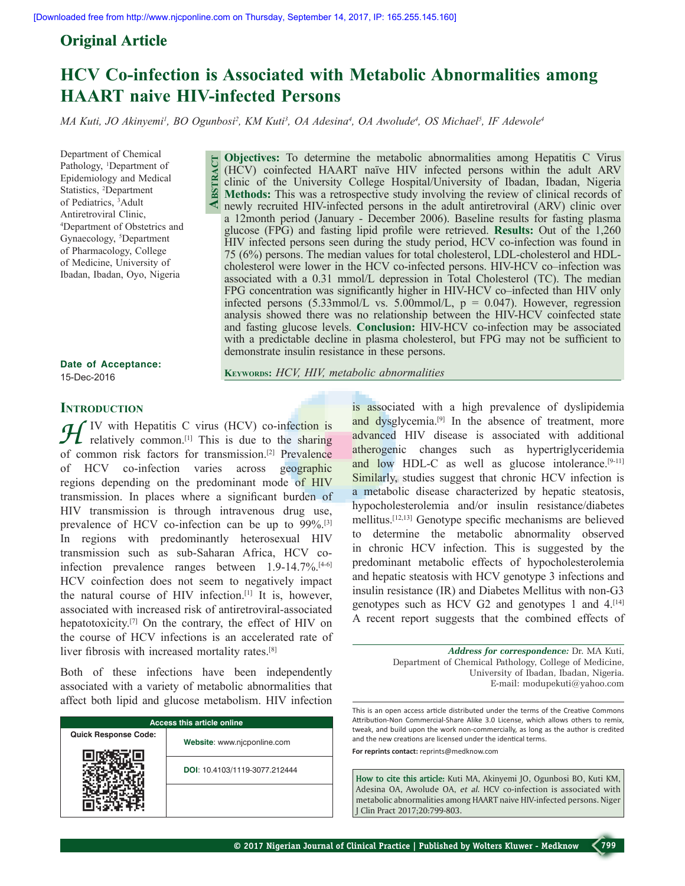Original Article

# HCV Co-infection is Associated with Metabolic Abnormalities among HAART naive HIV-infected Persons

*MA Kuti, JO Akinyemi[1], BO Ogunbosi[2], KM Kuti[3], OA Adesina[4], OA Awolude[4], OS Michael[5], IF Adewole[4]*

Department of Chemical Pathology, [1]Department of Epidemiology and Medical Statistics, [2]Department of Pediatrics, [3]Adult Antiretroviral Clinic, [4]Department of Obstetrics and Gynaecology, [5]Department of Pharmacology, College of Medicine, University of Ibadan, Ibadan, Oyo, Nigeria

**Date of Acceptance:**
15-Dec-2016

## Abstract

**Objectives:** To determine the metabolic abnormalities among Hepatitis C Virus (HCV) coinfected HAART naïve HIV infected persons within the adult ARV clinic of the University College Hospital/University of Ibadan, Ibadan, Nigeria **Methods:** This was a retrospective study involving the review of clinical records of newly recruited HIV-infected persons in the adult antiretroviral (ARV) clinic over a 12month period (January - December 2006). Baseline results for fasting plasma glucose (FPG) and fasting lipid profile were retrieved. **Results:** Out of the 1,260 HIV infected persons seen during the study period, HCV co-infection was found in 75 (6%) persons. The median values for total cholesterol, LDL-cholesterol and HDL-cholesterol were lower in the HCV co-infected persons. HIV-HCV co–infection was associated with a 0.31 mmol/L depression in Total Cholesterol (TC). The median FPG concentration was significantly higher in HIV-HCV co–infected than HIV only infected persons (5.33mmol/L vs. 5.00mmol/L, $p = 0.047$). However, regression analysis showed there was no relationship between the HIV-HCV coinfected state and fasting glucose levels. **Conclusion:** HIV-HCV co-infection may be associated with a predictable decline in plasma cholesterol, but FPG may not be sufficient to demonstrate insulin resistance in these persons.

**Keywords:** *HCV, HIV, metabolic abnormalities*

## Introduction

HIV with Hepatitis C virus (HCV) co-infection is relatively common.[1] This is due to the sharing of common risk factors for transmission.[2] Prevalence of HCV co-infection varies across geographic regions depending on the predominant mode of HIV transmission. In places where a significant burden of HIV transmission is through intravenous drug use, prevalence of HCV co-infection can be up to 99%.[3] In regions with predominantly heterosexual HIV transmission such as sub-Saharan Africa, HCV co-infection prevalence ranges between 1.9-14.7%.[4-6] HCV coinfection does not seem to negatively impact the natural course of HIV infection.[1] It is, however, associated with increased risk of antiretroviral-associated hepatotoxicity.[7] On the contrary, the effect of HIV on the course of HCV infections is an accelerated rate of liver fibrosis with increased mortality rates.[8]

Both of these infections have been independently associated with a variety of metabolic abnormalities that affect both lipid and glucose metabolism. HIV infection is associated with a high prevalence of dyslipidemia and dysglycemia.[9] In the absence of treatment, more advanced HIV disease is associated with additional atherogenic changes such as hypertriglyceridemia and low HDL-C as well as glucose intolerance.[9-11] Similarly, studies suggest that chronic HCV infection is a metabolic disease characterized by hepatic steatosis, hypocholesterolemia and/or insulin resistance/diabetes mellitus.[12,13] Genotype specific mechanisms are believed to determine the metabolic abnormality observed in chronic HCV infection. This is suggested by the predominant metabolic effects of hypocholesterolemia and hepatic steatosis with HCV genotype 3 infections and insulin resistance (IR) and Diabetes Mellitus with non-G3 genotypes such as HCV G2 and genotypes 1 and 4.[14] A recent report suggests that the combined effects of

***Address for correspondence:*** Dr. MA Kuti, Department of Chemical Pathology, College of Medicine, University of Ibadan, Ibadan, Nigeria. E-mail: modupekuti@yahoo.com

| Access this article online | |
|---|---|
| Quick Response Code: | **Website**: www.njcponline.com |
| | **DOI**: 10.4103/1119-3077.212444 |

This is an open access article distributed under the terms of the Creative Commons Attribution-Non Commercial-Share Alike 3.0 License, which allows others to remix, tweak, and build upon the work non-commercially, as long as the author is credited and the new creations are licensed under the identical terms.

**For reprints contact:** reprints@medknow.com

**How to cite this article:** Kuti MA, Akinyemi JO, Ogunbosi BO, Kuti KM, Adesina OA, Awolude OA, *et al*. HCV co-infection is associated with metabolic abnormalities among HAART naive HIV-infected persons. Niger J Clin Pract 2017;20:799-803.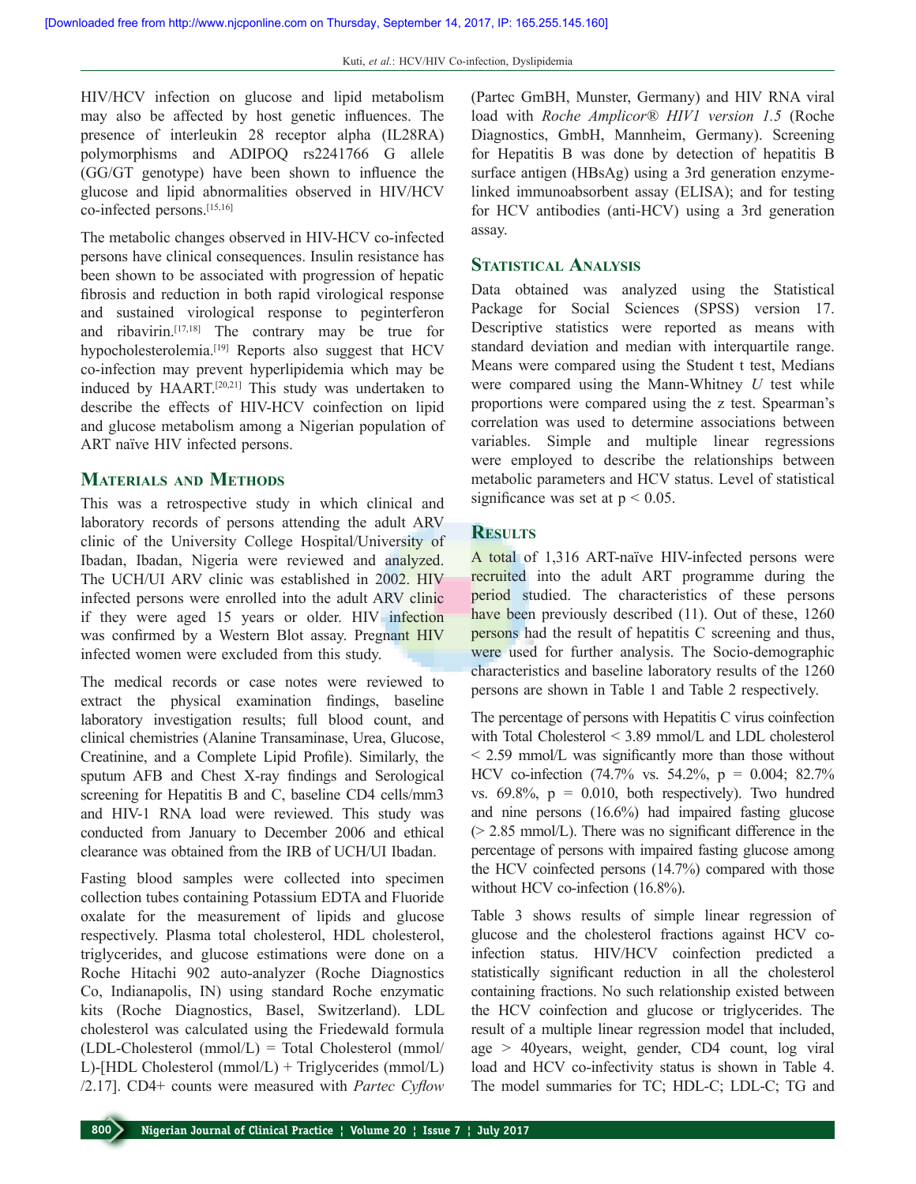HIV/HCV infection on glucose and lipid metabolism may also be affected by host genetic influences. The presence of interleukin 28 receptor alpha (IL28RA) polymorphisms and ADIPOQ rs2241766 G allele (GG/GT genotype) have been shown to influence the glucose and lipid abnormalities observed in HIV/HCV co-infected persons.[15,16]

The metabolic changes observed in HIV-HCV co-infected persons have clinical consequences. Insulin resistance has been shown to be associated with progression of hepatic fibrosis and reduction in both rapid virological response and sustained virological response to peginterferon and ribavirin.[17,18] The contrary may be true for hypocholesterolemia.[19] Reports also suggest that HCV co-infection may prevent hyperlipidemia which may be induced by HAART.[20,21] This study was undertaken to describe the effects of HIV-HCV coinfection on lipid and glucose metabolism among a Nigerian population of ART naïve HIV infected persons.

## Materials and Methods

This was a retrospective study in which clinical and laboratory records of persons attending the adult ARV clinic of the University College Hospital/University of Ibadan, Ibadan, Nigeria were reviewed and analyzed. The UCH/UI ARV clinic was established in 2002. HIV infected persons were enrolled into the adult ARV clinic if they were aged 15 years or older. HIV infection was confirmed by a Western Blot assay. Pregnant HIV infected women were excluded from this study.

The medical records or case notes were reviewed to extract the physical examination findings, baseline laboratory investigation results; full blood count, and clinical chemistries (Alanine Transaminase, Urea, Glucose, Creatinine, and a Complete Lipid Profile). Similarly, the sputum AFB and Chest X-ray findings and Serological screening for Hepatitis B and C, baseline CD4 cells/mm3 and HIV-1 RNA load were reviewed. This study was conducted from January to December 2006 and ethical clearance was obtained from the IRB of UCH/UI Ibadan.

Fasting blood samples were collected into specimen collection tubes containing Potassium EDTA and Fluoride oxalate for the measurement of lipids and glucose respectively. Plasma total cholesterol, HDL cholesterol, triglycerides, and glucose estimations were done on a Roche Hitachi 902 auto-analyzer (Roche Diagnostics Co, Indianapolis, IN) using standard Roche enzymatic kits (Roche Diagnostics, Basel, Switzerland). LDL cholesterol was calculated using the Friedewald formula (LDL-Cholesterol (mmol/L) = Total Cholesterol (mmol/L)-[HDL Cholesterol (mmol/L) + Triglycerides (mmol/L) /2.17]. CD4+ counts were measured with *Partec Cyflow* (Partec GmbH, Munster, Germany) and HIV RNA viral load with *Roche Amplicor® HIV1 version 1.5* (Roche Diagnostics, GmbH, Mannheim, Germany). Screening for Hepatitis B was done by detection of hepatitis B surface antigen (HBsAg) using a 3rd generation enzyme-linked immunoabsorbent assay (ELISA); and for testing for HCV antibodies (anti-HCV) using a 3rd generation assay.

## Statistical Analysis

Data obtained was analyzed using the Statistical Package for Social Sciences (SPSS) version 17. Descriptive statistics were reported as means with standard deviation and median with interquartile range. Means were compared using the Student t test, Medians were compared using the Mann-Whitney *U* test while proportions were compared using the z test. Spearman's correlation was used to determine associations between variables. Simple and multiple linear regressions were employed to describe the relationships between metabolic parameters and HCV status. Level of statistical significance was set at $p < 0.05$.

## Results

A total of 1,316 ART-naïve HIV-infected persons were recruited into the adult ART programme during the period studied. The characteristics of these persons have been previously described (11). Out of these, 1260 persons had the result of hepatitis C screening and thus, were used for further analysis. The Socio-demographic characteristics and baseline laboratory results of the 1260 persons are shown in Table 1 and Table 2 respectively.

The percentage of persons with Hepatitis C virus coinfection with Total Cholesterol < 3.89 mmol/L and LDL cholesterol < 2.59 mmol/L was significantly more than those without HCV co-infection (74.7% vs. 54.2%, p = 0.004; 82.7% vs. 69.8%, p = 0.010, both respectively). Two hundred and nine persons (16.6%) had impaired fasting glucose (> 2.85 mmol/L). There was no significant difference in the percentage of persons with impaired fasting glucose among the HCV coinfected persons (14.7%) compared with those without HCV co-infection (16.8%).

Table 3 shows results of simple linear regression of glucose and the cholesterol fractions against HCV co-infection status. HIV/HCV coinfection predicted a statistically significant reduction in all the cholesterol containing fractions. No such relationship existed between the HCV coinfection and glucose or triglycerides. The result of a multiple linear regression model that included, age > 40years, weight, gender, CD4 count, log viral load and HCV co-infectivity status is shown in Table 4. The model summaries for TC; HDL-C; LDL-C; TG and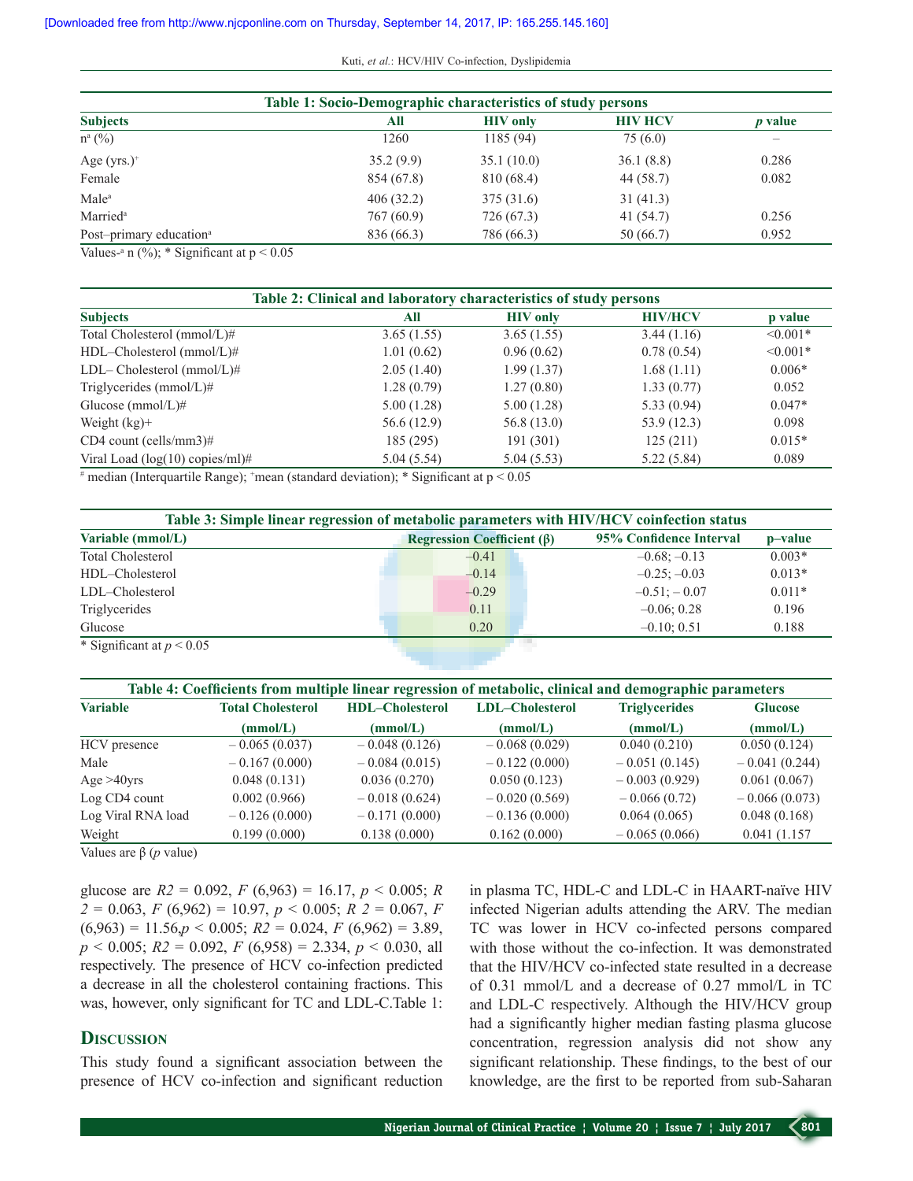**Table 1: Socio-Demographic characteristics of study persons**

| Subjects | All | HIV only | HIV HCV | *p* value |
|---|---|---|---|---|
| n[a] (%) | 1260 | 1185 (94) | 75 (6.0) | – |
| Age (yrs.)[+] | 35.2 (9.9) | 35.1 (10.0) | 36.1 (8.8) | 0.286 |
| Female | 854 (67.8) | 810 (68.4) | 44 (58.7) | 0.082 |
| Male[a] | 406 (32.2) | 375 (31.6) | 31 (41.3) | |
| Married[a] | 767 (60.9) | 726 (67.3) | 41 (54.7) | 0.256 |
| Post–primary education[a] | 836 (66.3) | 786 (66.3) | 50 (66.7) | 0.952 |

Values-[a] n (%); * Significant at p < 0.05

**Table 2: Clinical and laboratory characteristics of study persons**

| Subjects | All | HIV only | HIV/HCV | p value |
|---|---|---|---|---|
| Total Cholesterol (mmol/L)# | 3.65 (1.55) | 3.65 (1.55) | 3.44 (1.16) | <0.001* |
| HDL–Cholesterol (mmol/L)# | 1.01 (0.62) | 0.96 (0.62) | 0.78 (0.54) | <0.001* |
| LDL– Cholesterol (mmol/L)# | 2.05 (1.40) | 1.99 (1.37) | 1.68 (1.11) | 0.006* |
| Triglycerides (mmol/L)# | 1.28 (0.79) | 1.27 (0.80) | 1.33 (0.77) | 0.052 |
| Glucose (mmol/L)# | 5.00 (1.28) | 5.00 (1.28) | 5.33 (0.94) | 0.047* |
| Weight (kg)+ | 56.6 (12.9) | 56.8 (13.0) | 53.9 (12.3) | 0.098 |
| CD4 count (cells/mm3)# | 185 (295) | 191 (301) | 125 (211) | 0.015* |
| Viral Load (log(10) copies/ml)# | 5.04 (5.54) | 5.04 (5.53) | 5.22 (5.84) | 0.089 |

[#] median (Interquartile Range); [+]mean (standard deviation); * Significant at p < 0.05

**Table 3: Simple linear regression of metabolic parameters with HIV/HCV coinfection status**

| Variable (mmol/L) | Regression Coefficient (β) | 95% Confidence Interval | p–value |
|---|---|---|---|
| Total Cholesterol | –0.41 | –0.68; –0.13 | 0.003* |
| HDL–Cholesterol | –0.14 | –0.25; –0.03 | 0.013* |
| LDL–Cholesterol | –0.29 | –0.51; – 0.07 | 0.011* |
| Triglycerides | 0.11 | –0.06; 0.28 | 0.196 |
| Glucose | 0.20 | –0.10; 0.51 | 0.188 |

* Significant at *p* < 0.05

**Table 4: Coefficients from multiple linear regression of metabolic, clinical and demographic parameters**

| Variable | Total Cholesterol (mmol/L) | HDL–Cholesterol (mmol/L) | LDL–Cholesterol (mmol/L) | Triglycerides (mmol/L) | Glucose (mmol/L) |
|---|---|---|---|---|---|
| HCV presence | – 0.065 (0.037) | – 0.048 (0.126) | – 0.068 (0.029) | 0.040 (0.210) | 0.050 (0.124) |
| Male | – 0.167 (0.000) | – 0.084 (0.015) | – 0.122 (0.000) | – 0.051 (0.145) | – 0.041 (0.244) |
| Age >40yrs | 0.048 (0.131) | 0.036 (0.270) | 0.050 (0.123) | – 0.003 (0.929) | 0.061 (0.067) |
| Log CD4 count | 0.002 (0.966) | – 0.018 (0.624) | – 0.020 (0.569) | – 0.066 (0.72) | – 0.066 (0.073) |
| Log Viral RNA load | – 0.126 (0.000) | – 0.171 (0.000) | – 0.136 (0.000) | 0.064 (0.065) | 0.048 (0.168) |
| Weight | 0.199 (0.000) | 0.138 (0.000) | 0.162 (0.000) | – 0.065 (0.066) | 0.041 (1.157 |

Values are β (*p* value)

glucose are $R2 = 0.092$, $F$ (6,963) = 16.17, $p < 0.005$; $R$ $2 = 0.063$, $F$ (6,962) = 10.97, $p < 0.005$; $R$ $2 = 0.067$, $F$ (6,963) = 11.56,$p < 0.005$; $R2 = 0.024$, $F$ (6,962) = 3.89, $p < 0.005$; $R2 = 0.092$, $F$ (6,958) = 2.334, $p < 0.030$, all respectively. The presence of HCV co-infection predicted a decrease in all the cholesterol containing fractions. This was, however, only significant for TC and LDL-C.Table 1:

## Discussion

This study found a significant association between the presence of HCV co-infection and significant reduction in plasma TC, HDL-C and LDL-C in HAART-naïve HIV infected Nigerian adults attending the ARV. The median TC was lower in HCV co-infected persons compared with those without the co-infection. It was demonstrated that the HIV/HCV co-infected state resulted in a decrease of 0.31 mmol/L and a decrease of 0.27 mmol/L in TC and LDL-C respectively. Although the HIV/HCV group had a significantly higher median fasting plasma glucose concentration, regression analysis did not show any significant relationship. These findings, to the best of our knowledge, are the first to be reported from sub-Saharan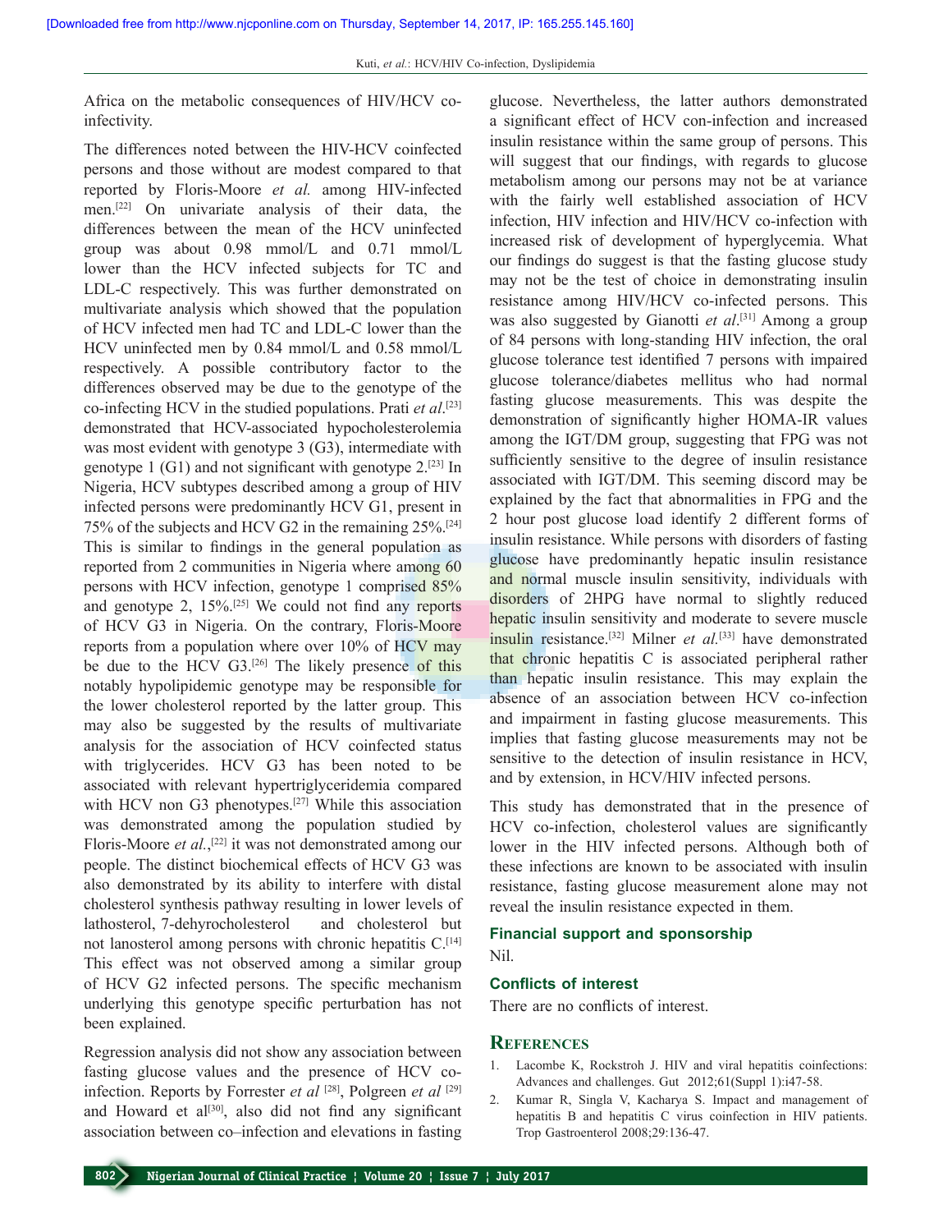Africa on the metabolic consequences of HIV/HCV co-infectivity.

The differences noted between the HIV-HCV coinfected persons and those without are modest compared to that reported by Floris-Moore *et al.* among HIV-infected men.[22] On univariate analysis of their data, the differences between the mean of the HCV uninfected group was about 0.98 mmol/L and 0.71 mmol/L lower than the HCV infected subjects for TC and LDL-C respectively. This was further demonstrated on multivariate analysis which showed that the population of HCV infected men had TC and LDL-C lower than the HCV uninfected men by 0.84 mmol/L and 0.58 mmol/L respectively. A possible contributory factor to the differences observed may be due to the genotype of the co-infecting HCV in the studied populations. Prati *et al*.[23] demonstrated that HCV-associated hypocholesterolemia was most evident with genotype 3 (G3), intermediate with genotype 1 (G1) and not significant with genotype 2.[23] In Nigeria, HCV subtypes described among a group of HIV infected persons were predominantly HCV G1, present in 75% of the subjects and HCV G2 in the remaining 25%.[24] This is similar to findings in the general population as reported from 2 communities in Nigeria where among 60 persons with HCV infection, genotype 1 comprised 85% and genotype 2, 15%.[25] We could not find any reports of HCV G3 in Nigeria. On the contrary, Floris-Moore reports from a population where over 10% of HCV may be due to the HCV G3.[26] The likely presence of this notably hypolipidemic genotype may be responsible for the lower cholesterol reported by the latter group. This may also be suggested by the results of multivariate analysis for the association of HCV coinfected status with triglycerides. HCV G3 has been noted to be associated with relevant hypertriglyceridemia compared with HCV non G3 phenotypes.[27] While this association was demonstrated among the population studied by Floris-Moore *et al.*,[22] it was not demonstrated among our people. The distinct biochemical effects of HCV G3 was also demonstrated by its ability to interfere with distal cholesterol synthesis pathway resulting in lower levels of lathosterol, 7-dehyrocholesterol and cholesterol but not lanosterol among persons with chronic hepatitis C.[14] This effect was not observed among a similar group of HCV G2 infected persons. The specific mechanism underlying this genotype specific perturbation has not been explained.

Regression analysis did not show any association between fasting glucose values and the presence of HCV co-infection. Reports by Forrester *et al* [28], Polgreen *et al* [29] and Howard et al[30], also did not find any significant association between co–infection and elevations in fasting glucose. Nevertheless, the latter authors demonstrated a significant effect of HCV con-infection and increased insulin resistance within the same group of persons. This will suggest that our findings, with regards to glucose metabolism among our persons may not be at variance with the fairly well established association of HCV infection, HIV infection and HIV/HCV co-infection with increased risk of development of hyperglycemia. What our findings do suggest is that the fasting glucose study may not be the test of choice in demonstrating insulin resistance among HIV/HCV co-infected persons. This was also suggested by Gianotti *et al*.[31] Among a group of 84 persons with long-standing HIV infection, the oral glucose tolerance test identified 7 persons with impaired glucose tolerance/diabetes mellitus who had normal fasting glucose measurements. This was despite the demonstration of significantly higher HOMA-IR values among the IGT/DM group, suggesting that FPG was not sufficiently sensitive to the degree of insulin resistance associated with IGT/DM. This seeming discord may be explained by the fact that abnormalities in FPG and the 2 hour post glucose load identify 2 different forms of insulin resistance. While persons with disorders of fasting glucose have predominantly hepatic insulin resistance and normal muscle insulin sensitivity, individuals with disorders of 2HPG have normal to slightly reduced hepatic insulin sensitivity and moderate to severe muscle insulin resistance.[32] Milner *et al.*[33] have demonstrated that chronic hepatitis C is associated peripheral rather than hepatic insulin resistance. This may explain the absence of an association between HCV co-infection and impairment in fasting glucose measurements. This implies that fasting glucose measurements may not be sensitive to the detection of insulin resistance in HCV, and by extension, in HCV/HIV infected persons.

This study has demonstrated that in the presence of HCV co-infection, cholesterol values are significantly lower in the HIV infected persons. Although both of these infections are known to be associated with insulin resistance, fasting glucose measurement alone may not reveal the insulin resistance expected in them.

### Financial support and sponsorship

Nil.

### Conflicts of interest

There are no conflicts of interest.

## References

1. Lacombe K, Rockstroh J. HIV and viral hepatitis coinfections: Advances and challenges. Gut 2012;61(Suppl 1):i47-58.
2. Kumar R, Singla V, Kacharya S. Impact and management of hepatitis B and hepatitis C virus coinfection in HIV patients. Trop Gastroenterol 2008;29:136-47.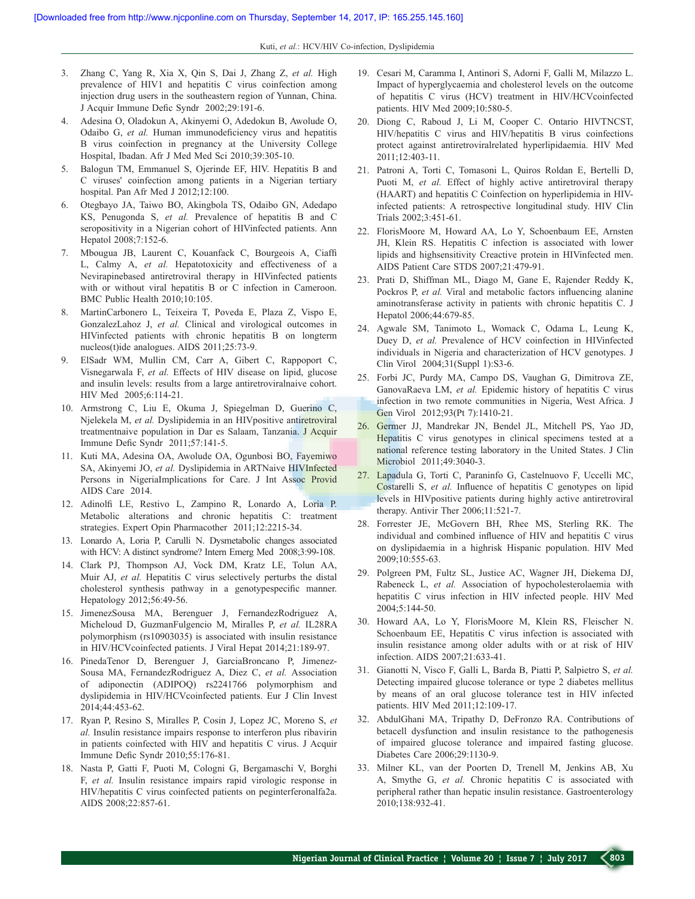3. Zhang C, Yang R, Xia X, Qin S, Dai J, Zhang Z, *et al.* High prevalence of HIV1 and hepatitis C virus coinfection among injection drug users in the southeastern region of Yunnan, China. J Acquir Immune Defic Syndr 2002;29:191-6.
4. Adesina O, Oladokun A, Akinyemi O, Adedokun B, Awolude O, Odaibo G, *et al.* Human immunodeficiency virus and hepatitis B virus coinfection in pregnancy at the University College Hospital, Ibadan. Afr J Med Med Sci 2010;39:305-10.
5. Balogun TM, Emmanuel S, Ojerinde EF, HIV. Hepatitis B and C viruses' coinfection among patients in a Nigerian tertiary hospital. Pan Afr Med J 2012;12:100.
6. Otegbayo JA, Taiwo BO, Akingbola TS, Odaibo GN, Adedapo KS, Penugonda S, *et al.* Prevalence of hepatitis B and C seropositivity in a Nigerian cohort of HIVinfected patients. Ann Hepatol 2008;7:152-6.
7. Mbougua JB, Laurent C, Kouanfack C, Bourgeois A, Ciaffi L, Calmy A, *et al.* Hepatotoxicity and effectiveness of a Nevirapinebased antiretroviral therapy in HIVinfected patients with or without viral hepatitis B or C infection in Cameroon. BMC Public Health 2010;10:105.
8. MartinCarbonero L, Teixeira T, Poveda E, Plaza Z, Vispo E, GonzalezLahoz J, *et al.* Clinical and virological outcomes in HIVinfected patients with chronic hepatitis B on longterm nucleos(t)ide analogues. AIDS 2011;25:73-9.
9. ElSadr WM, Mullin CM, Carr A, Gibert C, Rappoport C, Visnegarwala F, *et al.* Effects of HIV disease on lipid, glucose and insulin levels: results from a large antiretroviralnaive cohort. HIV Med 2005;6:114-21.
10. Armstrong C, Liu E, Okuma J, Spiegelman D, Guerino C, Njelekela M, *et al.* Dyslipidemia in an HIVpositive antiretroviral treatmentnaive population in Dar es Salaam, Tanzania. J Acquir Immune Defic Syndr 2011;57:141-5.
11. Kuti MA, Adesina OA, Awolude OA, Ogunbosi BO, Fayemiwo SA, Akinyemi JO, *et al.* Dyslipidemia in ARTNaive HIVInfected Persons in NigeriaImplications for Care. J Int Assoc Provid AIDS Care 2014.
12. Adinolfi LE, Restivo L, Zampino R, Lonardo A, Loria P. Metabolic alterations and chronic hepatitis C: treatment strategies. Expert Opin Pharmacother 2011;12:2215-34.
13. Lonardo A, Loria P, Carulli N. Dysmetabolic changes associated with HCV: A distinct syndrome? Intern Emerg Med 2008;3:99-108.
14. Clark PJ, Thompson AJ, Vock DM, Kratz LE, Tolun AA, Muir AJ, *et al.* Hepatitis C virus selectively perturbs the distal cholesterol synthesis pathway in a genotypespecific manner. Hepatology 2012;56:49-56.
15. JimenezSousa MA, Berenguer J, FernandezRodriguez A, Micheloud D, GuzmanFulgencio M, Miralles P, *et al.* IL28RA polymorphism (rs10903035) is associated with insulin resistance in HIV/HCVcoinfected patients. J Viral Hepat 2014;21:189-97.
16. PinedaTenor D, Berenguer J, GarciaBroncano P, Jimenez-Sousa MA, FernandezRodriguez A, Diez C, *et al.* Association of adiponectin (ADIPOQ) rs2241766 polymorphism and dyslipidemia in HIV/HCVcoinfected patients. Eur J Clin Invest 2014;44:453-62.
17. Ryan P, Resino S, Miralles P, Cosin J, Lopez JC, Moreno S, *et al.* Insulin resistance impairs response to interferon plus ribavirin in patients coinfected with HIV and hepatitis C virus. J Acquir Immune Defic Syndr 2010;55:176-81.
18. Nasta P, Gatti F, Puoti M, Cologni G, Bergamaschi V, Borghi F, *et al.* Insulin resistance impairs rapid virologic response in HIV/hepatitis C virus coinfected patients on peginterferonalfa2a. AIDS 2008;22:857-61.
19. Cesari M, Caramma I, Antinori S, Adorni F, Galli M, Milazzo L. Impact of hyperglycaemia and cholesterol levels on the outcome of hepatitis C virus (HCV) treatment in HIV/HCVcoinfected patients. HIV Med 2009;10:580-5.
20. Diong C, Raboud J, Li M, Cooper C. Ontario HIVTNCST, HIV/hepatitis C virus and HIV/hepatitis B virus coinfections protect against antiretroviralrelated hyperlipidaemia. HIV Med 2011;12:403-11.
21. Patroni A, Torti C, Tomasoni L, Quiros Roldan E, Bertelli D, Puoti M, *et al.* Effect of highly active antiretroviral therapy (HAART) and hepatitis C Coinfection on hyperlipidemia in HIV-infected patients: A retrospective longitudinal study. HIV Clin Trials 2002;3:451-61.
22. FlorisMoore M, Howard AA, Lo Y, Schoenbaum EE, Arnsten JH, Klein RS. Hepatitis C infection is associated with lower lipids and highsensitivity Creactive protein in HIVinfected men. AIDS Patient Care STDS 2007;21:479-91.
23. Prati D, Shiffman ML, Diago M, Gane E, Rajender Reddy K, Pockros P, *et al.* Viral and metabolic factors influencing alanine aminotransferase activity in patients with chronic hepatitis C. J Hepatol 2006;44:679-85.
24. Agwale SM, Tanimoto L, Womack C, Odama L, Leung K, Duey D, *et al.* Prevalence of HCV coinfection in HIVinfected individuals in Nigeria and characterization of HCV genotypes. J Clin Virol 2004;31(Suppl 1):S3-6.
25. Forbi JC, Purdy MA, Campo DS, Vaughan G, Dimitrova ZE, GanovaRaeva LM, *et al.* Epidemic history of hepatitis C virus infection in two remote communities in Nigeria, West Africa. J Gen Virol 2012;93(Pt 7):1410-21.
26. Germer JJ, Mandrekar JN, Bendel JL, Mitchell PS, Yao JD, Hepatitis C virus genotypes in clinical specimens tested at a national reference testing laboratory in the United States. J Clin Microbiol 2011;49:3040-3.
27. Lapadula G, Torti C, Paraninfo G, Castelnuovo F, Uccelli MC, Costarelli S, *et al.* Influence of hepatitis C genotypes on lipid levels in HIVpositive patients during highly active antiretroviral therapy. Antivir Ther 2006;11:521-7.
28. Forrester JE, McGovern BH, Rhee MS, Sterling RK. The individual and combined influence of HIV and hepatitis C virus on dyslipidaemia in a highrisk Hispanic population. HIV Med 2009;10:555-63.
29. Polgreen PM, Fultz SL, Justice AC, Wagner JH, Diekema DJ, Rabeneck L, *et al.* Association of hypocholesterolaemia with hepatitis C virus infection in HIV infected people. HIV Med 2004;5:144-50.
30. Howard AA, Lo Y, FlorisMoore M, Klein RS, Fleischer N. Schoenbaum EE, Hepatitis C virus infection is associated with insulin resistance among older adults with or at risk of HIV infection. AIDS 2007;21:633-41.
31. Gianotti N, Visco F, Galli L, Barda B, Piatti P, Salpietro S, *et al.* Detecting impaired glucose tolerance or type 2 diabetes mellitus by means of an oral glucose tolerance test in HIV infected patients. HIV Med 2011;12:109-17.
32. AbdulGhani MA, Tripathy D, DeFronzo RA. Contributions of betacell dysfunction and insulin resistance to the pathogenesis of impaired glucose tolerance and impaired fasting glucose. Diabetes Care 2006;29:1130-9.
33. Milner KL, van der Poorten D, Trenell M, Jenkins AB, Xu A, Smythe G, *et al.* Chronic hepatitis C is associated with peripheral rather than hepatic insulin resistance. Gastroenterology 2010;138:932-41.